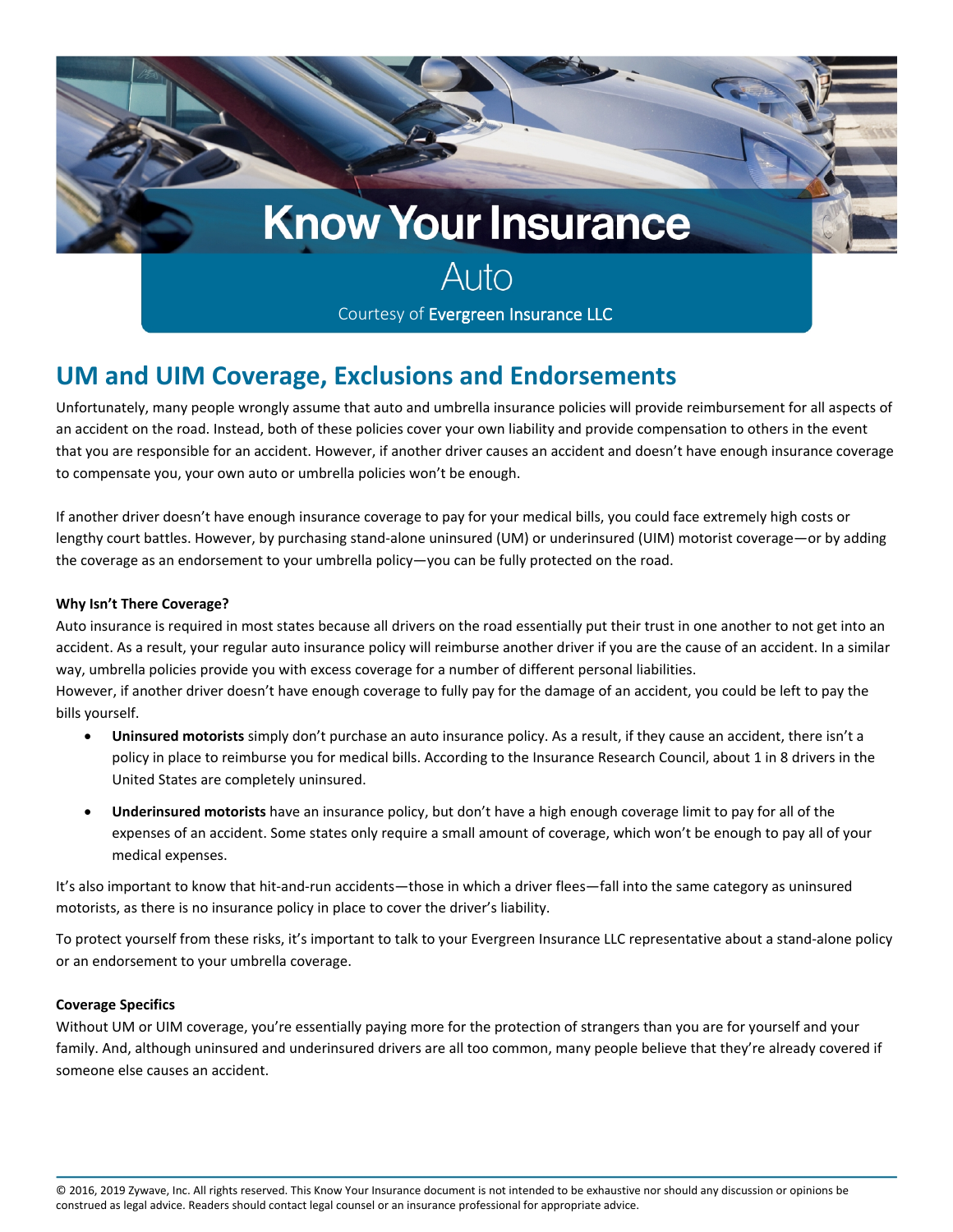# Know Your Insurance

## Auto

Courtesy of **Evergreen Insurance LLC**

## UM and UIM Coverage, Exclusions and Endorsements

Unfortunately, many people wrongly assume that auto and umbrella insurance policies will provide reimbursement for all aspects of an accident on the road. Instead, both of these policies cover your own liability and provide compensation to others in the event that you are responsible for an accident. However, if another driver causes an accident and doesn't have enough insurance coverage to compensate you, your own auto or umbrella policies won't be enough.

If another driver doesn't have enough insurance coverage to pay for your medical bills, you could face extremely high costs or lengthy court battles. However, by purchasing stand-alone uninsured (UM) or underinsured (UIM) motorist coverage—or by adding the coverage as an endorsement to your umbrella policy—you can be fully protected on the road.

**Why Isn't There Coverage?**

Auto insurance is required in most states because all drivers on the road essentially put their trust in one another to not get into an accident. As a result, your regular auto insurance policy will reimburse another driver if you are the cause of an accident. In a similar way, umbrella policies provide you with excess coverage for a number of different personal liabilities.
However, if another driver doesn't have enough coverage to fully pay for the damage of an accident, you could be left to pay the bills yourself.

- **Uninsured motorists** simply don't purchase an auto insurance policy. As a result, if they cause an accident, there isn't a policy in place to reimburse you for medical bills. According to the Insurance Research Council, about 1 in 8 drivers in the United States are completely uninsured.
- **Underinsured motorists** have an insurance policy, but don't have a high enough coverage limit to pay for all of the expenses of an accident. Some states only require a small amount of coverage, which won't be enough to pay all of your medical expenses.

It's also important to know that hit-and-run accidents—those in which a driver flees—fall into the same category as uninsured motorists, as there is no insurance policy in place to cover the driver's liability.

To protect yourself from these risks, it's important to talk to your Evergreen Insurance LLC representative about a stand-alone policy or an endorsement to your umbrella coverage.

**Coverage Specifics**

Without UM or UIM coverage, you're essentially paying more for the protection of strangers than you are for yourself and your family. And, although uninsured and underinsured drivers are all too common, many people believe that they're already covered if someone else causes an accident.

© 2016, 2019 Zywave, Inc. All rights reserved. This Know Your Insurance document is not intended to be exhaustive nor should any discussion or opinions be construed as legal advice. Readers should contact legal counsel or an insurance professional for appropriate advice.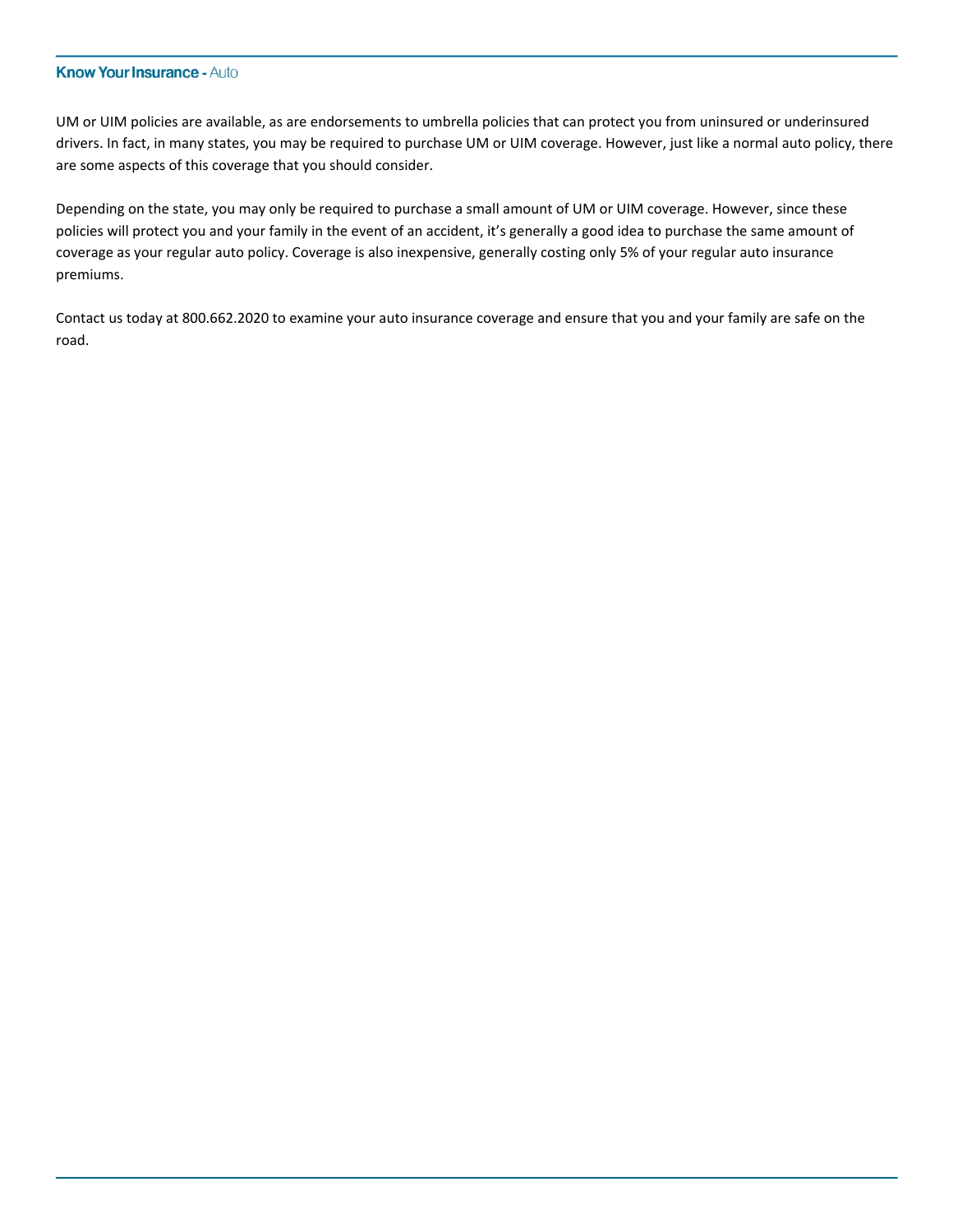UM or UIM policies are available, as are endorsements to umbrella policies that can protect you from uninsured or underinsured drivers. In fact, in many states, you may be required to purchase UM or UIM coverage. However, just like a normal auto policy, there are some aspects of this coverage that you should consider.

Depending on the state, you may only be required to purchase a small amount of UM or UIM coverage. However, since these policies will protect you and your family in the event of an accident, it's generally a good idea to purchase the same amount of coverage as your regular auto policy. Coverage is also inexpensive, generally costing only 5% of your regular auto insurance premiums.

Contact us today at 800.662.2020 to examine your auto insurance coverage and ensure that you and your family are safe on the road.